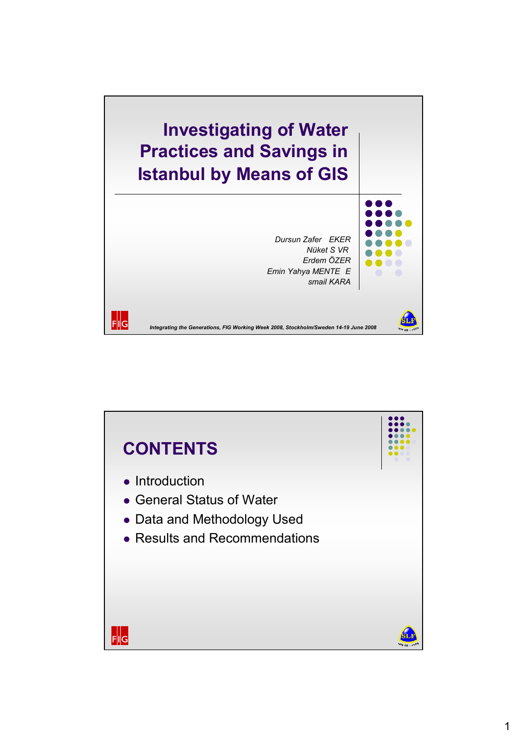# Investigating of Water Practices and Savings in Istanbul by Means of GIS

*Dursun Zafer EKER*
*Nüket S VR*
*Erdem ÖZER*
*Emin Yahya MENTE E*
*smail KARA*

*Integrating the Generations, FIG Working Week 2008, Stockholm/Sweden 14-19 June 2008*

## CONTENTS

- Introduction
- General Status of Water
- Data and Methodology Used
- Results and Recommendations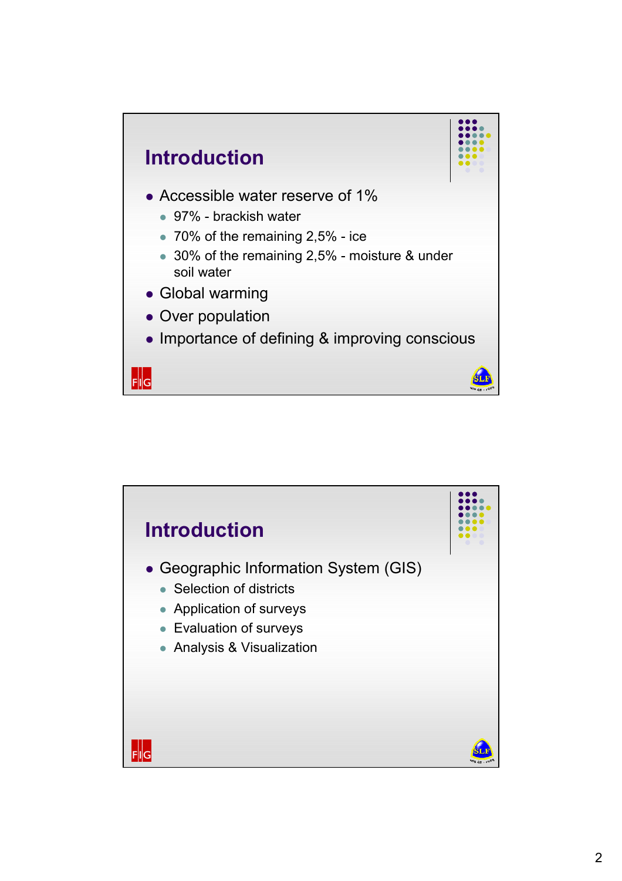## Introduction

- Accessible water reserve of 1%
  - 97% - brackish water
  - 70% of the remaining 2,5% - ice
  - 30% of the remaining 2,5% - moisture & under soil water
- Global warming
- Over population
- Importance of defining & improving conscious

## Introduction

- Geographic Information System (GIS)
  - Selection of districts
  - Application of surveys
  - Evaluation of surveys
  - Analysis & Visualization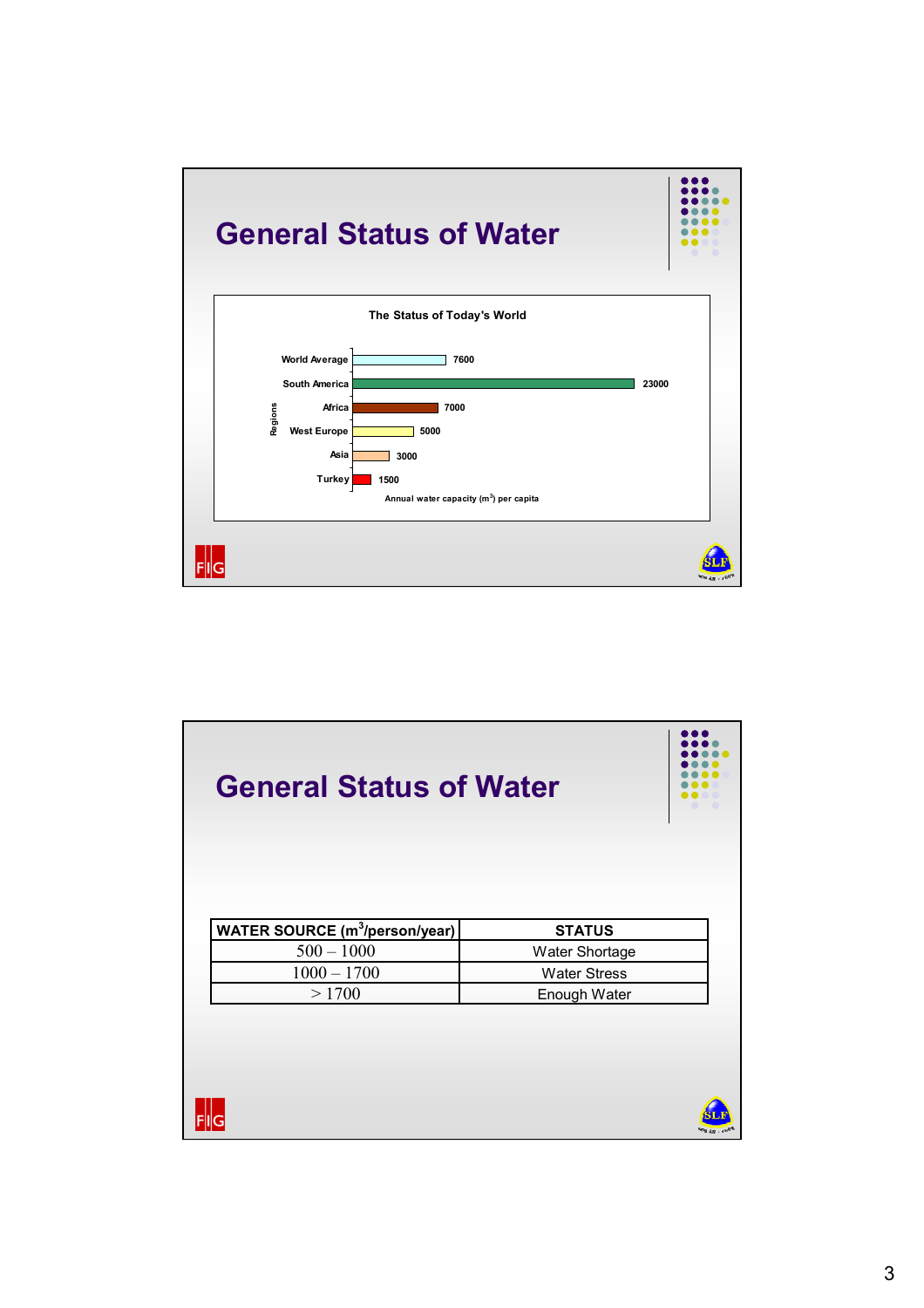## General Status of Water

**The Status of Today's World**

| Regions | Annual water capacity ($m^3$) per capita |
|---|---|
| World Average | 7600 |
| South America | 23000 |
| Africa | 7000 |
| West Europe | 5000 |
| Asia | 3000 |
| Turkey | 1500 |

## General Status of Water

| WATER SOURCE ($m^3$/person/year) | STATUS |
|---|---|
| 500 – 1000 | Water Shortage |
| 1000 – 1700 | Water Stress |
| > 1700 | Enough Water |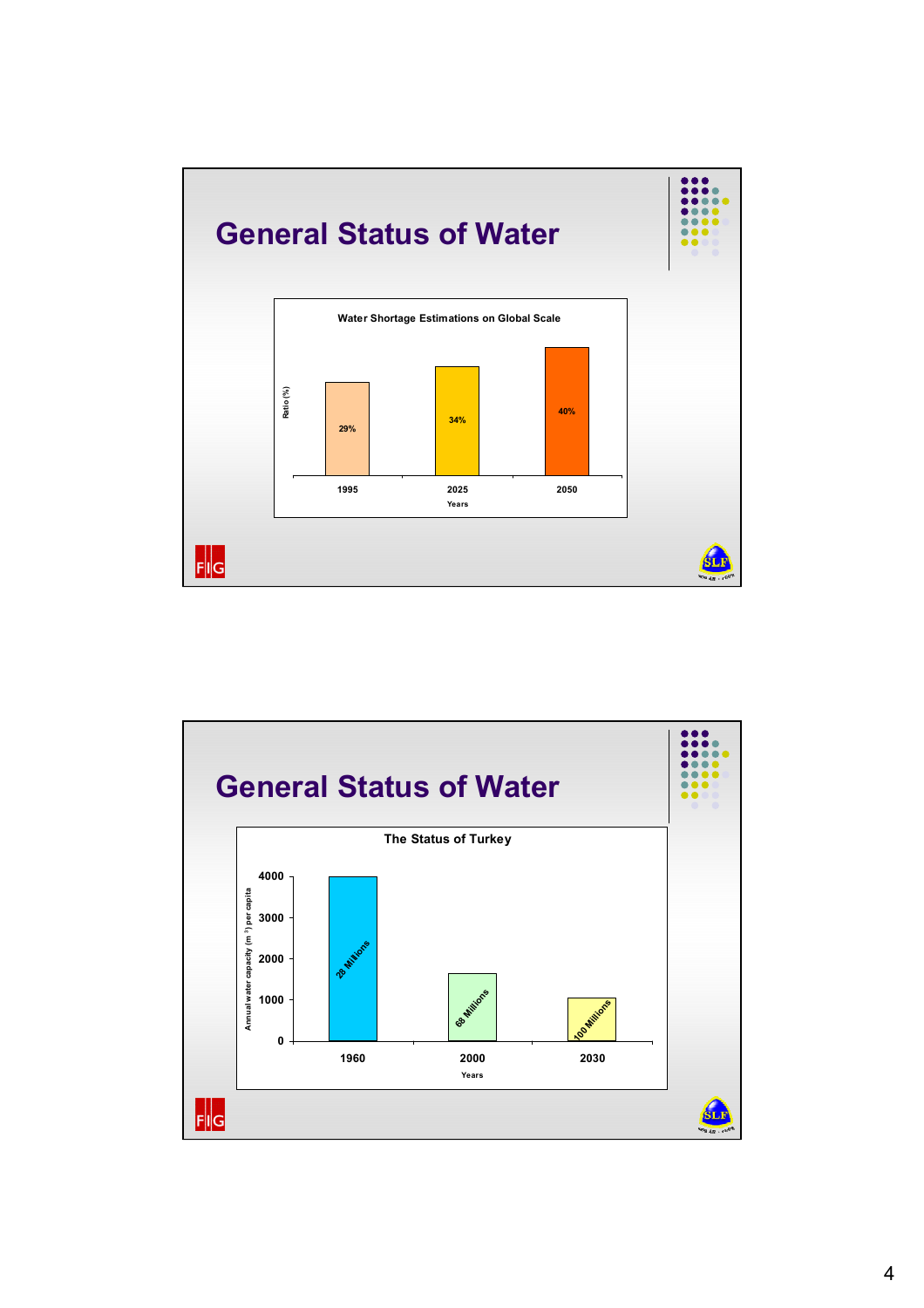## General Status of Water

**Water Shortage Estimations on Global Scale**

| Years | Ratio (%) |
|---|---|
| 1995 | 29% |
| 2025 | 34% |
| 2050 | 40% |

## General Status of Water

**The Status of Turkey**

| Years | Annual water capacity ($m^3$) per capita | Population |
|---|---|---|
| 1960 | 4000 | 28 Millions |
| 2000 | ~1650 | 68 Millions |
| 2030 | ~1050 | 100 Millions |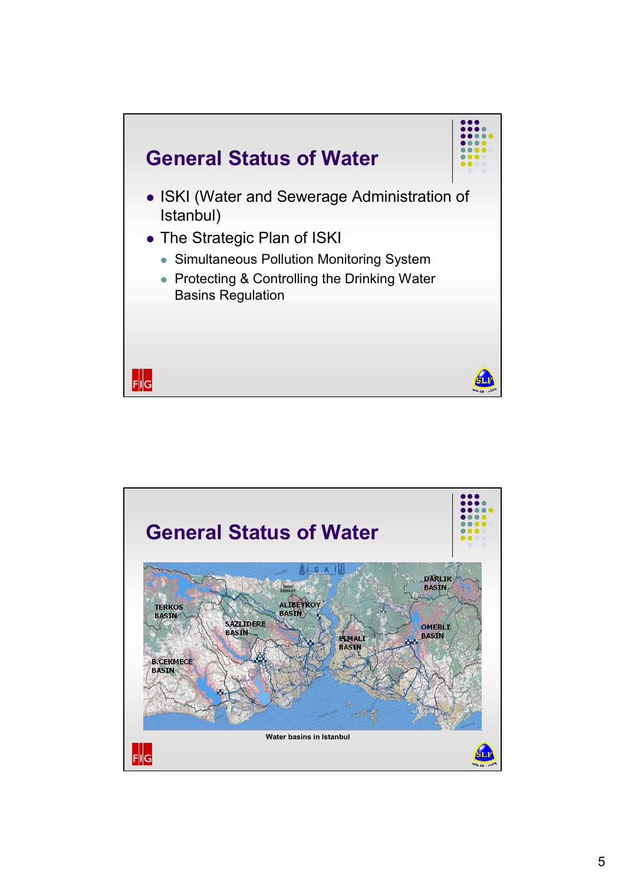## General Status of Water

- ISKI (Water and Sewerage Administration of Istanbul)
- The Strategic Plan of ISKI
  - Simultaneous Pollution Monitoring System
  - Protecting & Controlling the Drinking Water Basins Regulation

## General Status of Water

Water basins in Istanbul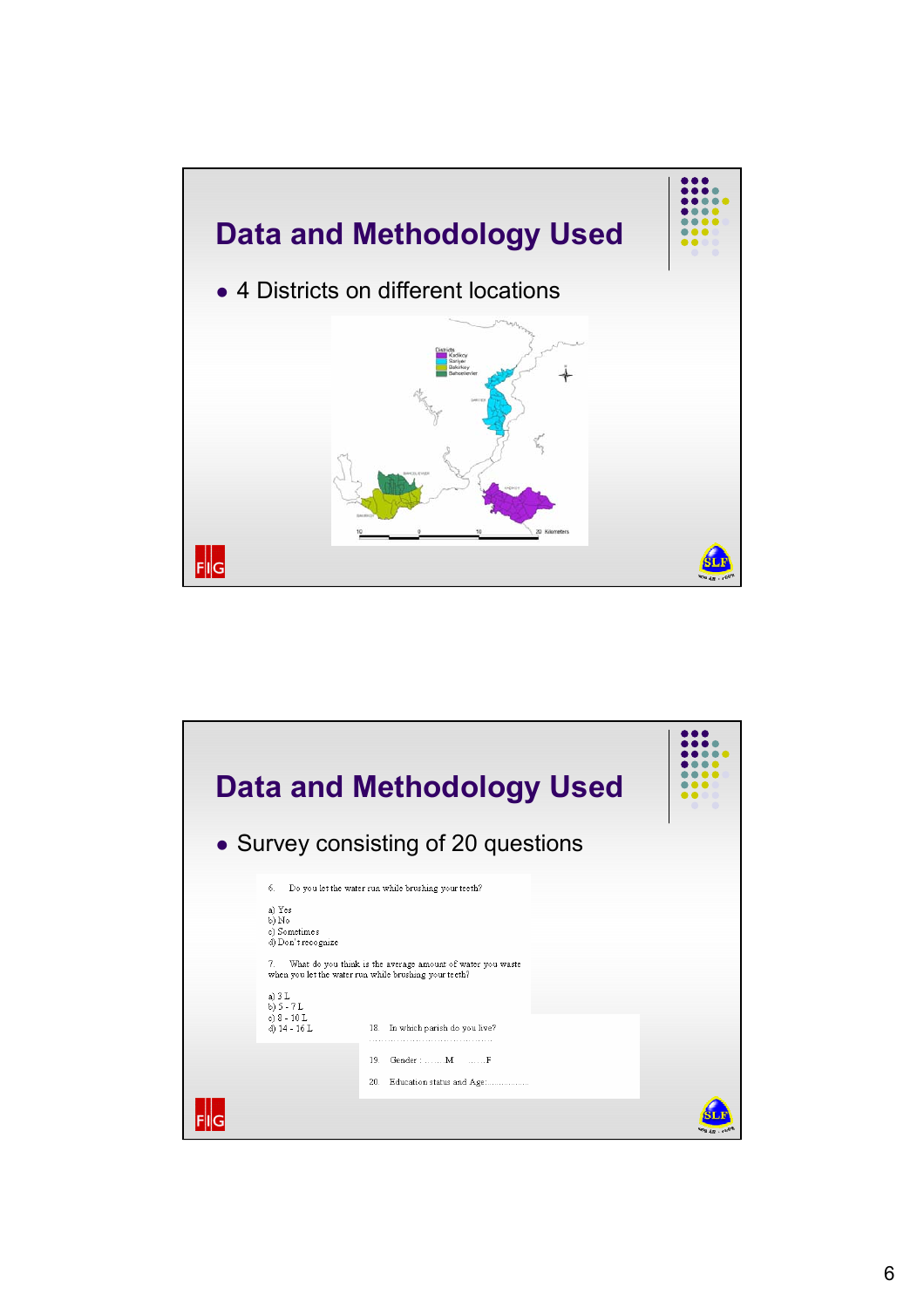## Data and Methodology Used

- 4 Districts on different locations

Districts
Kadıkoy
Sarıyer
Bakirkoy
Bahcelievler

10 0 10 20 Kilometers

## Data and Methodology Used

- Survey consisting of 20 questions

6. Do you let the water run while brushing your teeth?

a) Yes
b) No
c) Sometimes
d) Don't recognize

7. What do you think is the average amount of water you waste when you let the water run while brushing your teeth?

a) 3 L
b) 5 - 7 L
c) 8 - 10 L
d) 14 - 16 L

18. In which parish do you live?
……………………………………

19. Gender : ……M ……F

20. Education status and Age:……………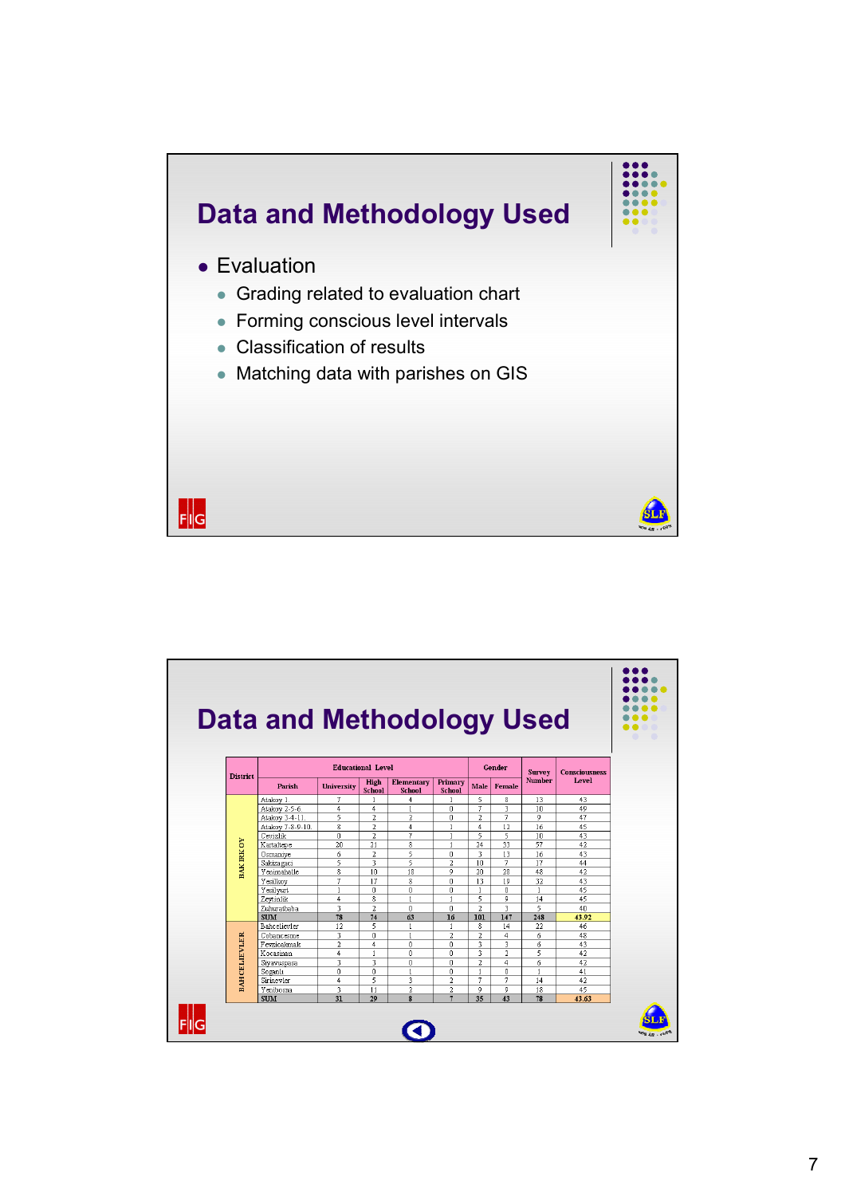## Data and Methodology Used

- Evaluation
  - Grading related to evaluation chart
  - Forming conscious level intervals
  - Classification of results
  - Matching data with parishes on GIS

## Data and Methodology Used

| District | Parish | Educational Level | | | | Gender | | Survey Number | Consciousness Level |
|---|---|---|---|---|---|---|---|---|---|
| | | University | High School | Elementary School | Primary School | Male | Female | | |
| BAKIRKOY | Atakoy 1 | 7 | 1 | 4 | 1 | 5 | 8 | 13 | 43 |
| | Atakoy 2-5-6 | 4 | 4 | 1 | 0 | 7 | 3 | 10 | 49 |
| | Atakoy 3-4-11 | 5 | 2 | 2 | 0 | 2 | 7 | 9 | 47 |
| | Atakoy 7-8-9-10 | 8 | 2 | 4 | 1 | 4 | 12 | 16 | 45 |
| | Cevizlik | 0 | 2 | 7 | 1 | 5 | 5 | 10 | 43 |
| | Kartaltepe | 20 | 21 | 8 | 1 | 24 | 33 | 57 | 42 |
| | Osmaniye | 6 | 2 | 5 | 0 | 3 | 13 | 16 | 43 |
| | Sakizagaci | 5 | 3 | 5 | 2 | 10 | 7 | 17 | 44 |
| | Yenimahalle | 8 | 10 | 18 | 9 | 20 | 28 | 48 | 42 |
| | Yesilkoy | 7 | 17 | 8 | 0 | 13 | 19 | 32 | 43 |
| | Yesilyurt | 1 | 0 | 0 | 0 | 1 | 0 | 1 | 45 |
| | Zeytinlik | 4 | 8 | 1 | 1 | 5 | 9 | 14 | 45 |
| | Zuhuratbaba | 3 | 2 | 0 | 0 | 2 | 3 | 5 | 40 |
| | SUM | 78 | 74 | 63 | 16 | 101 | 147 | 248 | 43.92 |
| BAHCELIEVLER | Bahcelievler | 12 | 5 | 1 | 1 | 8 | 14 | 22 | 46 |
| | Cobancesme | 3 | 0 | 1 | 2 | 2 | 4 | 6 | 48 |
| | Fevzicakmak | 2 | 4 | 0 | 0 | 3 | 3 | 6 | 43 |
| | Kocasinan | 4 | 1 | 0 | 0 | 3 | 2 | 5 | 42 |
| | Siyavuspasa | 3 | 3 | 0 | 0 | 2 | 4 | 6 | 42 |
| | Soganli | 0 | 0 | 1 | 0 | 1 | 0 | 1 | 41 |
| | Sirinevler | 4 | 5 | 3 | 2 | 7 | 7 | 14 | 42 |
| | Yenibosna | 3 | 11 | 2 | 2 | 9 | 9 | 18 | 45 |
| | SUM | 31 | 29 | 8 | 7 | 35 | 43 | 78 | 43.63 |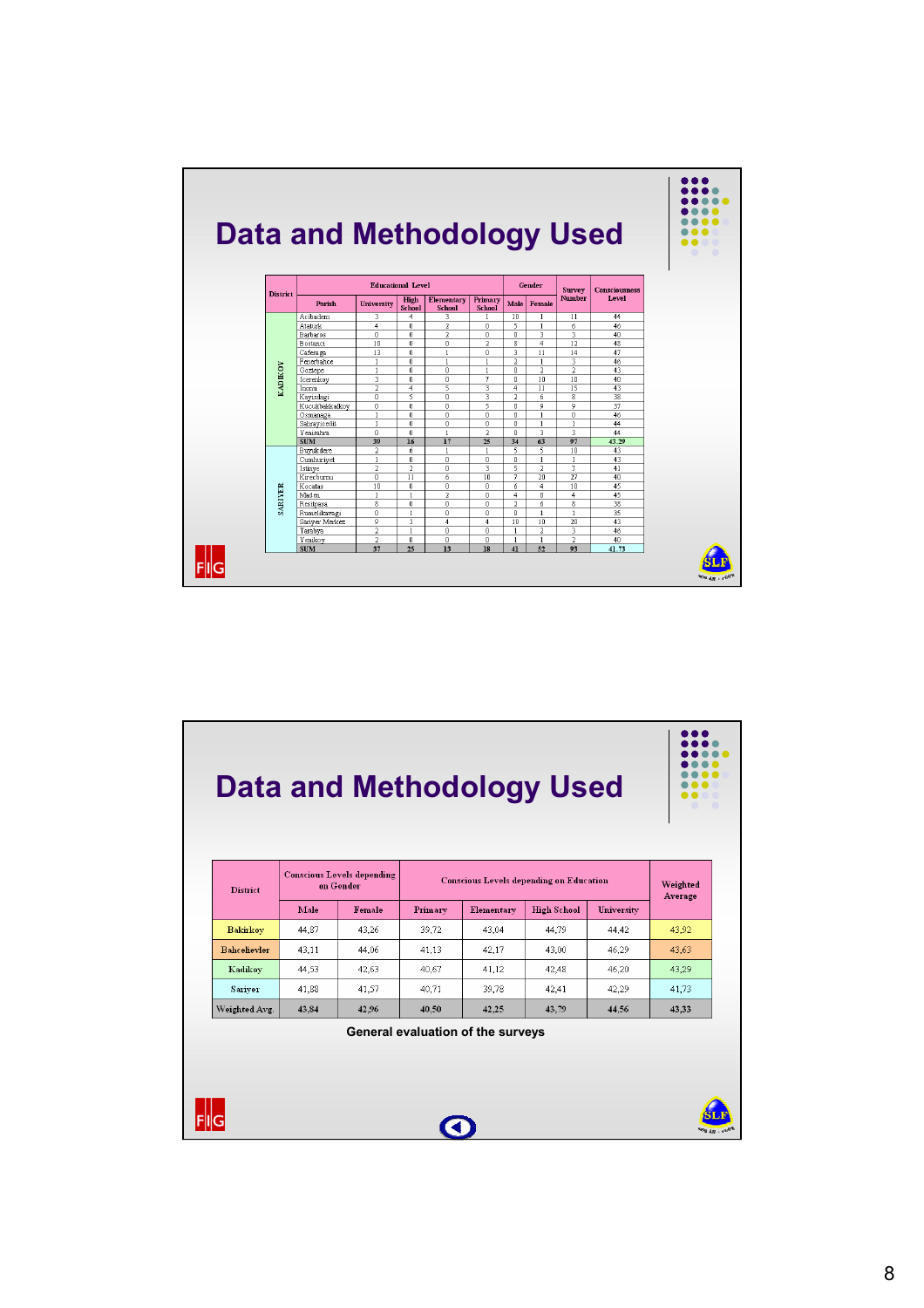# Data and Methodology Used

| District | Parish | University | High School | Elementary School | Primary School | Male | Female | Survey Number | Consciousness Level |
|---|---|---|---|---|---|---|---|---|---|
| KADIKOY | Acibadem | 3 | 4 | 3 | 1 | 10 | 1 | 11 | 44 |
| | Ataturk | 4 | 0 | 2 | 0 | 5 | 1 | 6 | 46 |
| | Barbaros | 0 | 0 | 2 | 0 | 0 | 3 | 3 | 40 |
| | Bostanci | 10 | 0 | 0 | 2 | 8 | 4 | 12 | 48 |
| | Caferaga | 13 | 0 | 1 | 0 | 3 | 11 | 14 | 47 |
| | Fenerbahce | 1 | 0 | 1 | 1 | 2 | 1 | 3 | 46 |
| | Goztepe | 1 | 0 | 0 | 1 | 0 | 2 | 2 | 43 |
| | Icerenkoy | 3 | 0 | 0 | 7 | 0 | 10 | 10 | 40 |
| | Inonu | 2 | 4 | 5 | 3 | 4 | 11 | 15 | 43 |
| | Kayisdagi | 0 | 5 | 0 | 3 | 2 | 6 | 8 | 38 |
| | Kucukbakkalkoy | 0 | 0 | 0 | 5 | 0 | 9 | 9 | 37 |
| | Osmanaga | 1 | 0 | 0 | 0 | 0 | 1 | 0 | 46 |
| | Sahrayicedit | 1 | 0 | 0 | 0 | 0 | 1 | 1 | 44 |
| | Yenisahra | 0 | 0 | 1 | 2 | 0 | 3 | 3 | 44 |
| | SUM | 30 | 16 | 17 | 25 | 34 | 63 | 97 | 43.29 |
| SARIYER | Buyukdere | 2 | 6 | 1 | 1 | 5 | 5 | 10 | 43 |
| | Cumhuriyet | 1 | 0 | 0 | 0 | 0 | 1 | 1 | 43 |
| | Istinye | 2 | 2 | 0 | 3 | 5 | 2 | 7 | 41 |
| | Kirecburnu | 0 | 11 | 6 | 10 | 7 | 20 | 27 | 40 |
| | Kocatas | 10 | 0 | 0 | 0 | 6 | 4 | 10 | 45 |
| | Maden | 1 | 1 | 2 | 0 | 4 | 0 | 4 | 45 |
| | Resitpasa | 8 | 0 | 0 | 0 | 2 | 6 | 8 | 38 |
| | Rumelikavagi | 0 | 1 | 0 | 0 | 0 | 1 | 1 | 35 |
| | Sariyer Merkez | 9 | 3 | 4 | 4 | 10 | 10 | 20 | 43 |
| | Tarabya | 2 | 1 | 0 | 0 | 1 | 3 | 3 | 46 |
| | Yenikoy | 2 | 0 | 0 | 0 | 1 | 1 | 2 | 40 |
| | SUM | 37 | 25 | 13 | 18 | 41 | 52 | 93 | 41.73 |

# Data and Methodology Used

| District | Conscious Levels depending on Gender | | Conscious Levels depending on Education | | | | Weighted Average |
|---|---|---|---|---|---|---|---|
| | Male | Female | Primary | Elementary | High School | University | |
| Bakirkoy | 44,87 | 43,26 | 39,72 | 43,04 | 44,79 | 44,42 | 43,92 |
| Bahcelievler | 43,11 | 44,06 | 41,13 | 42,17 | 43,00 | 46,29 | 43,63 |
| Kadikoy | 44,53 | 42,63 | 40,67 | 41,12 | 42,48 | 46,20 | 43,29 |
| Sariyer | 41,88 | 41,57 | 40,71 | 39,78 | 42,41 | 42,29 | 41,73 |
| Weighted Avg. | 43,84 | 42,96 | 40,50 | 42,25 | 43,79 | 44,56 | 43,33 |

**General evaluation of the surveys**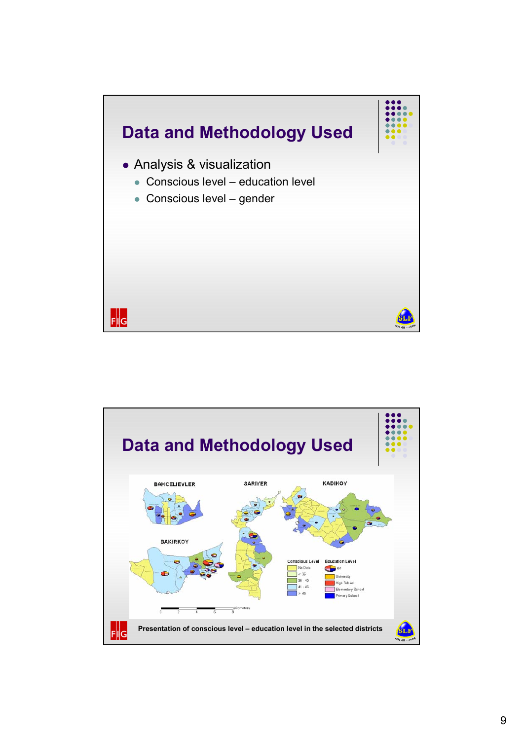## Data and Methodology Used

- Analysis & visualization
  - Conscious level – education level
  - Conscious level – gender

## Data and Methodology Used

Presentation of conscious level – education level in the selected districts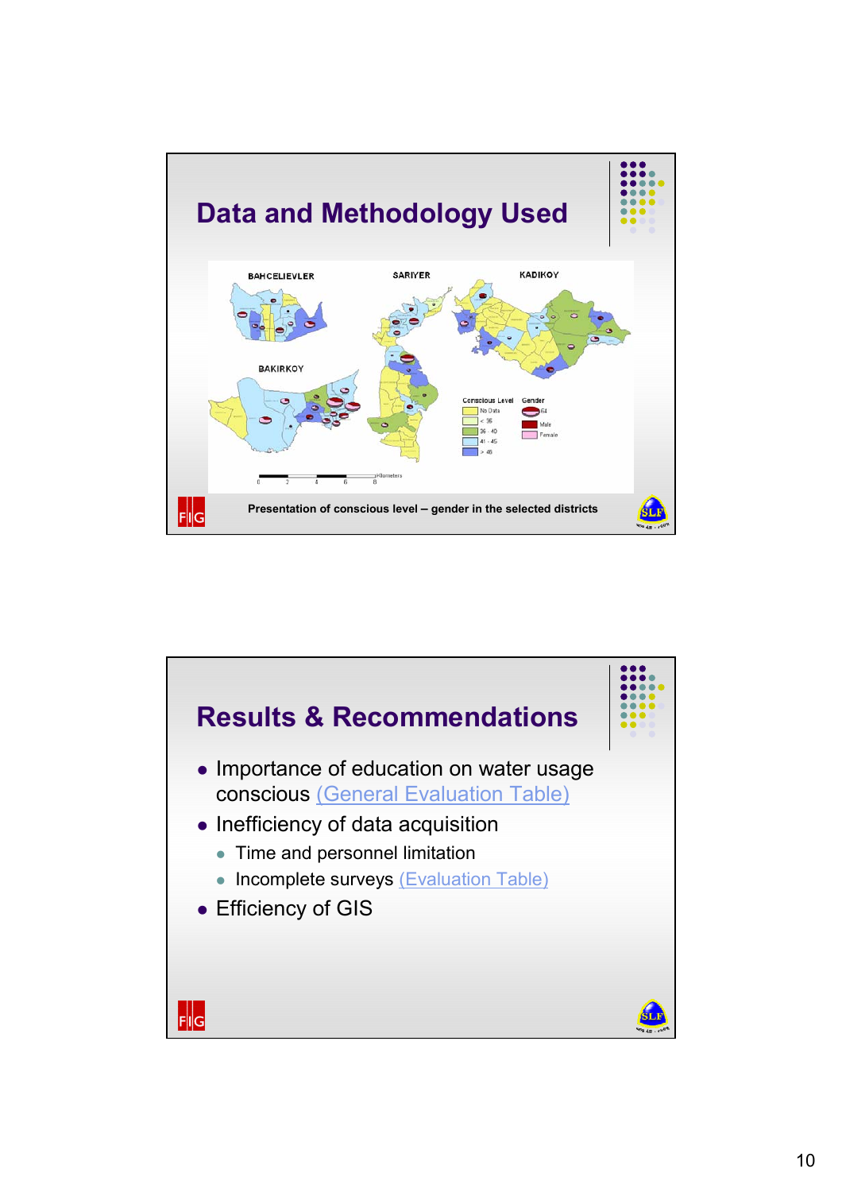## Data and Methodology Used

BAHCELIEVLER

SARIYER

KADIKOY

BAKIRKOY

Conscious Level: No Data, < 35, 36 - 40, 41 - 45, > 45

Gender: Male, Female

Presentation of conscious level – gender in the selected districts

## Results & Recommendations

- Importance of education on water usage conscious (General Evaluation Table)
- Inefficiency of data acquisition
  - Time and personnel limitation
  - Incomplete surveys (Evaluation Table)
- Efficiency of GIS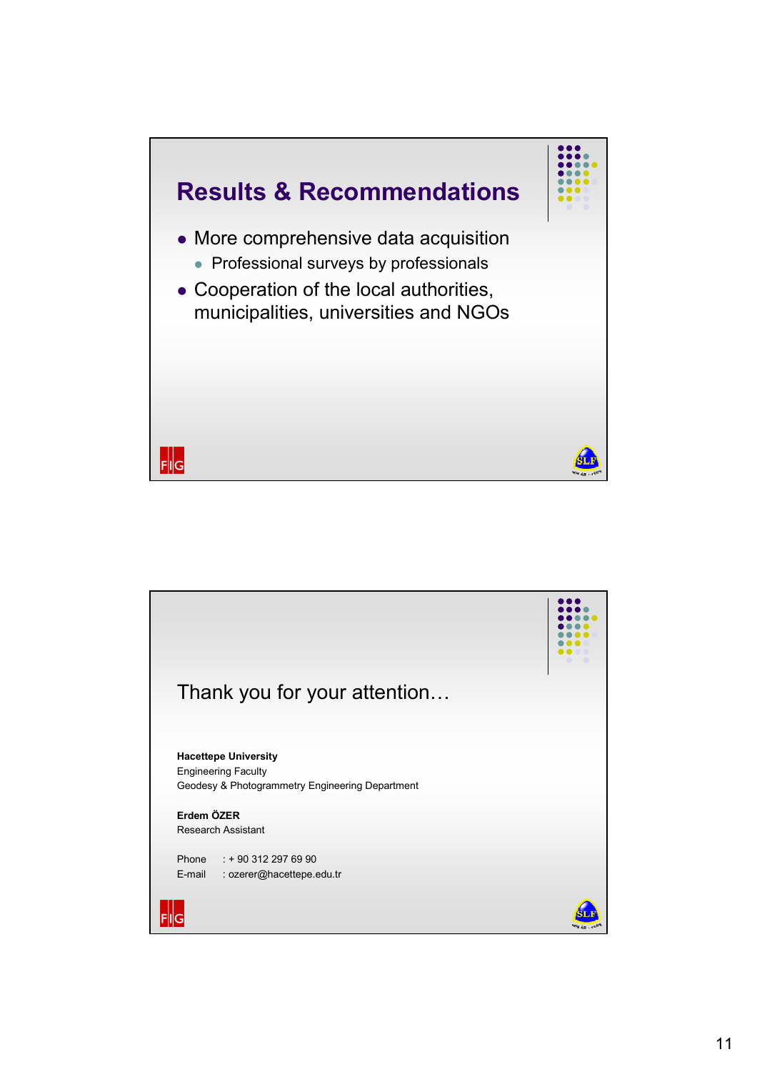## Results & Recommendations

- More comprehensive data acquisition
  - Professional surveys by professionals
- Cooperation of the local authorities, municipalities, universities and NGOs

Thank you for your attention…

**Hacettepe University**
Engineering Faculty
Geodesy & Photogrammetry Engineering Department

**Erdem ÖZER**
Research Assistant

Phone : + 90 312 297 69 90
E-mail : ozerer@hacettepe.edu.tr